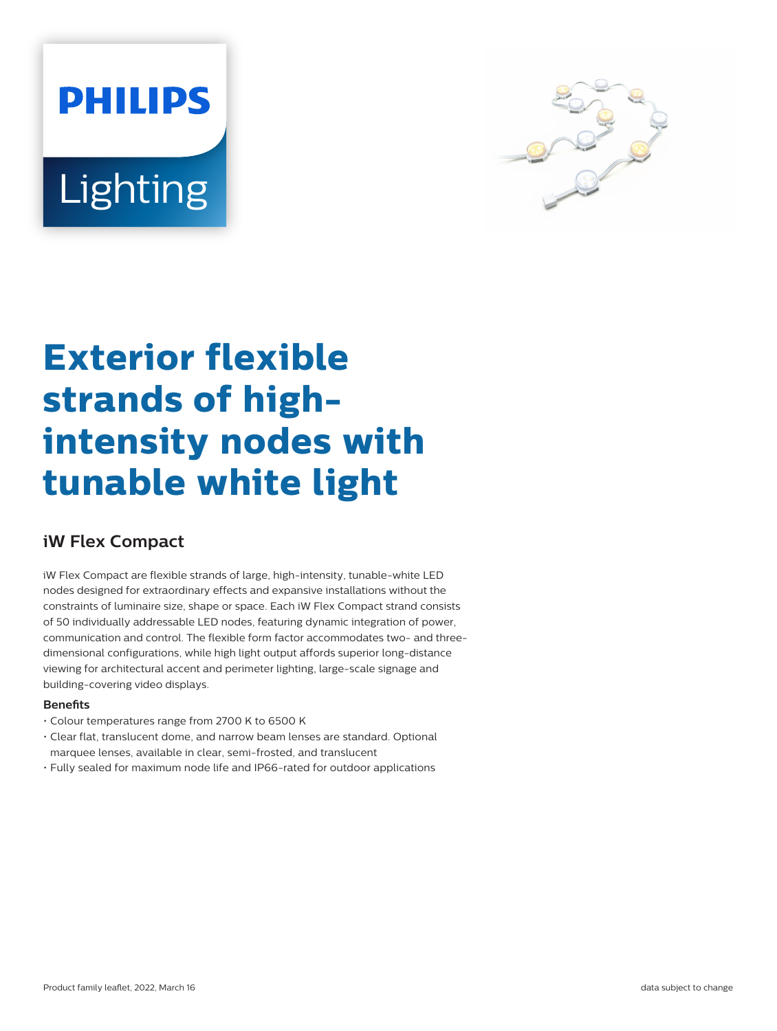PHILIPS

Lighting

# Exterior flexible strands of high-intensity nodes with tunable white light

## iW Flex Compact

iW Flex Compact are flexible strands of large, high-intensity, tunable-white LED nodes designed for extraordinary effects and expansive installations without the constraints of luminaire size, shape or space. Each iW Flex Compact strand consists of 50 individually addressable LED nodes, featuring dynamic integration of power, communication and control. The flexible form factor accommodates two- and three-dimensional configurations, while high light output affords superior long-distance viewing for architectural accent and perimeter lighting, large-scale signage and building-covering video displays.

**Benefits**

- Colour temperatures range from 2700 K to 6500 K
- Clear flat, translucent dome, and narrow beam lenses are standard. Optional marquee lenses, available in clear, semi-frosted, and translucent
- Fully sealed for maximum node life and IP66-rated for outdoor applications

Product family leaflet, 2022, March 16

data subject to change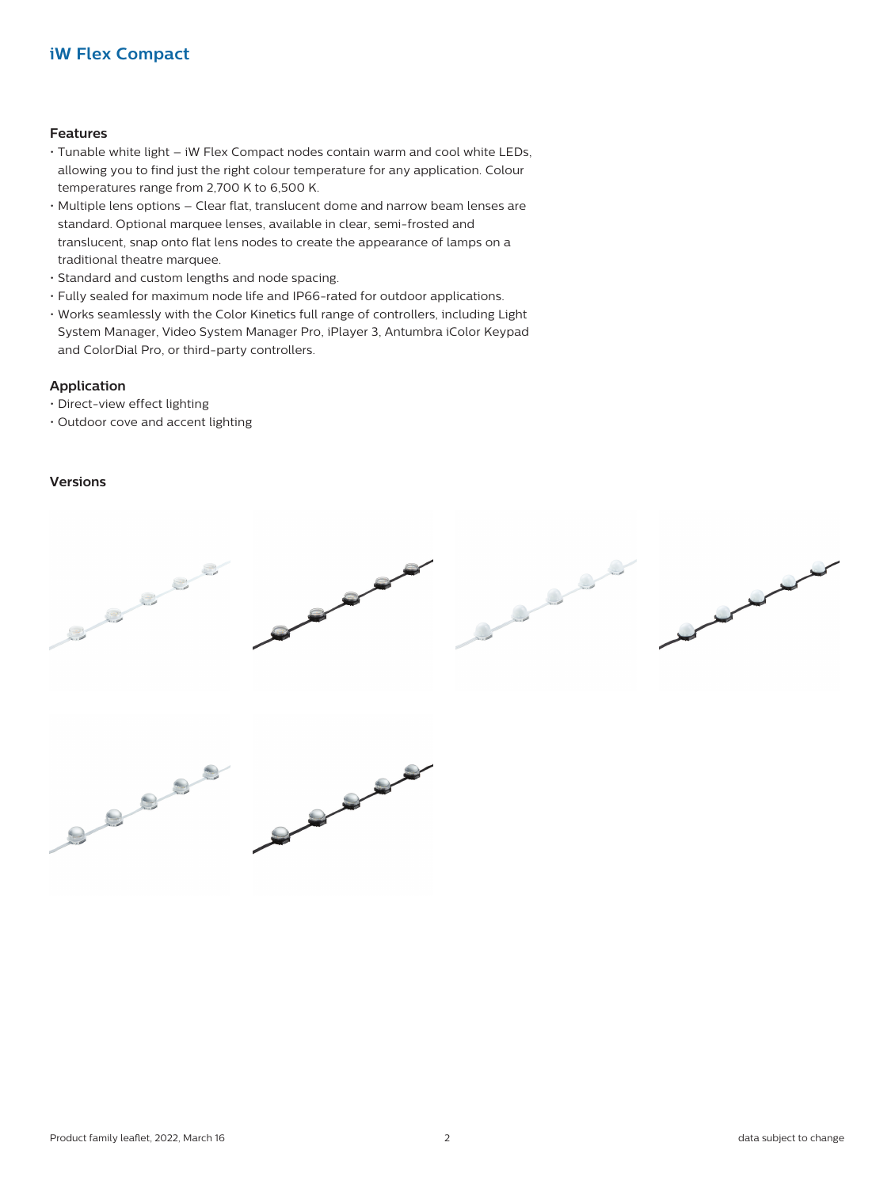## iW Flex Compact

### Features

- Tunable white light – iW Flex Compact nodes contain warm and cool white LEDs, allowing you to find just the right colour temperature for any application. Colour temperatures range from 2,700 K to 6,500 K.
- Multiple lens options – Clear flat, translucent dome and narrow beam lenses are standard. Optional marquee lenses, available in clear, semi-frosted and translucent, snap onto flat lens nodes to create the appearance of lamps on a traditional theatre marquee.
- Standard and custom lengths and node spacing.
- Fully sealed for maximum node life and IP66-rated for outdoor applications.
- Works seamlessly with the Color Kinetics full range of controllers, including Light System Manager, Video System Manager Pro, iPlayer 3, Antumbra iColor Keypad and ColorDial Pro, or third-party controllers.

### Application

- Direct-view effect lighting
- Outdoor cove and accent lighting

### Versions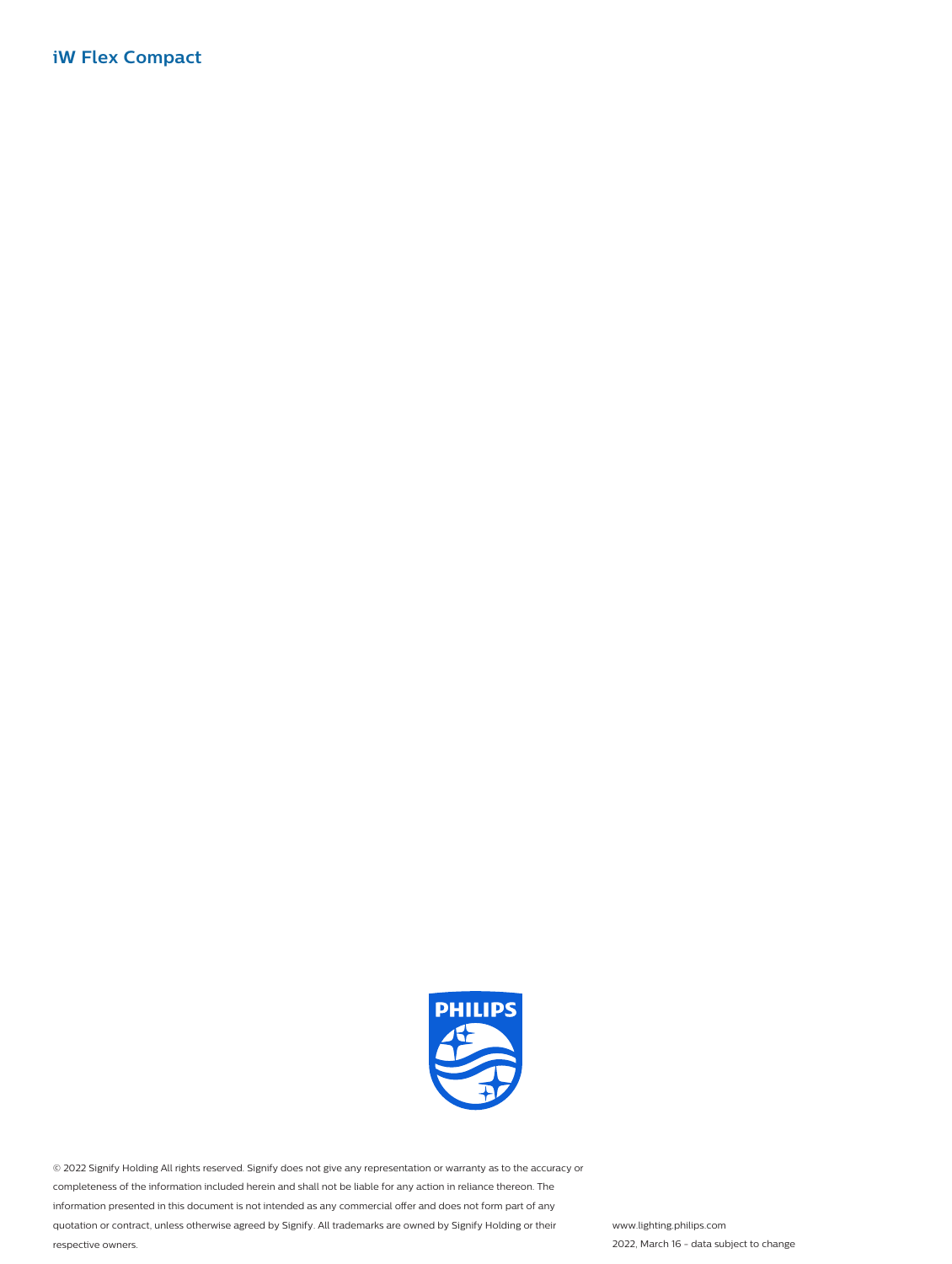© 2022 Signify Holding All rights reserved. Signify does not give any representation or warranty as to the accuracy or completeness of the information included herein and shall not be liable for any action in reliance thereon. The information presented in this document is not intended as any commercial offer and does not form part of any quotation or contract, unless otherwise agreed by Signify. All trademarks are owned by Signify Holding or their respective owners.

www.lighting.philips.com

2022, March 16 - data subject to change